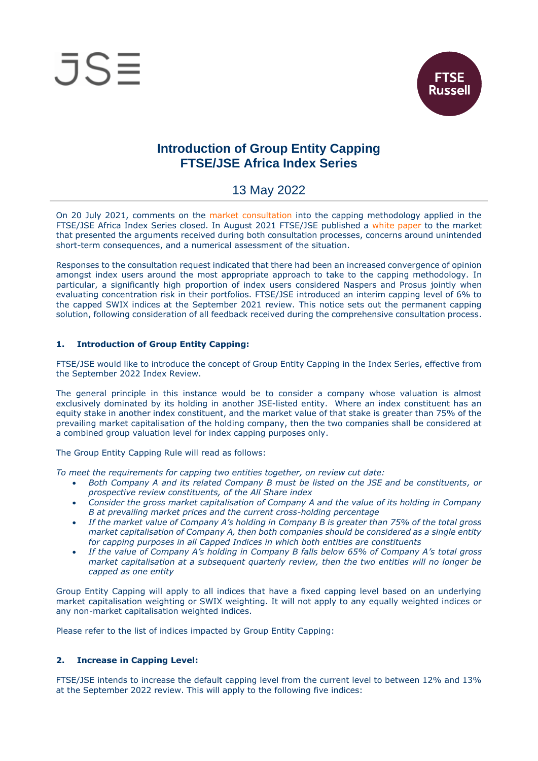# Introduction of Group Entity Capping
# FTSE/JSE Africa Index Series

## 13 May 2022

On 20 July 2021, comments on the market consultation into the capping methodology applied in the FTSE/JSE Africa Index Series closed. In August 2021 FTSE/JSE published a white paper to the market that presented the arguments received during both consultation processes, concerns around unintended short-term consequences, and a numerical assessment of the situation.

Responses to the consultation request indicated that there had been an increased convergence of opinion amongst index users around the most appropriate approach to take to the capping methodology. In particular, a significantly high proportion of index users considered Naspers and Prosus jointly when evaluating concentration risk in their portfolios. FTSE/JSE introduced an interim capping level of 6% to the capped SWIX indices at the September 2021 review. This notice sets out the permanent capping solution, following consideration of all feedback received during the comprehensive consultation process.

### 1. Introduction of Group Entity Capping:

FTSE/JSE would like to introduce the concept of Group Entity Capping in the Index Series, effective from the September 2022 Index Review.

The general principle in this instance would be to consider a company whose valuation is almost exclusively dominated by its holding in another JSE-listed entity. Where an index constituent has an equity stake in another index constituent, and the market value of that stake is greater than 75% of the prevailing market capitalisation of the holding company, then the two companies shall be considered at a combined group valuation level for index capping purposes only.

The Group Entity Capping Rule will read as follows:

*To meet the requirements for capping two entities together, on review cut date:*

- *Both Company A and its related Company B must be listed on the JSE and be constituents, or prospective review constituents, of the All Share index*
- *Consider the gross market capitalisation of Company A and the value of its holding in Company B at prevailing market prices and the current cross-holding percentage*
- *If the market value of Company A's holding in Company B is greater than 75% of the total gross market capitalisation of Company A, then both companies should be considered as a single entity for capping purposes in all Capped Indices in which both entities are constituents*
- *If the value of Company A's holding in Company B falls below 65% of Company A's total gross market capitalisation at a subsequent quarterly review, then the two entities will no longer be capped as one entity*

Group Entity Capping will apply to all indices that have a fixed capping level based on an underlying market capitalisation weighting or SWIX weighting. It will not apply to any equally weighted indices or any non-market capitalisation weighted indices.

Please refer to the list of indices impacted by Group Entity Capping:

### 2. Increase in Capping Level:

FTSE/JSE intends to increase the default capping level from the current level to between 12% and 13% at the September 2022 review. This will apply to the following five indices: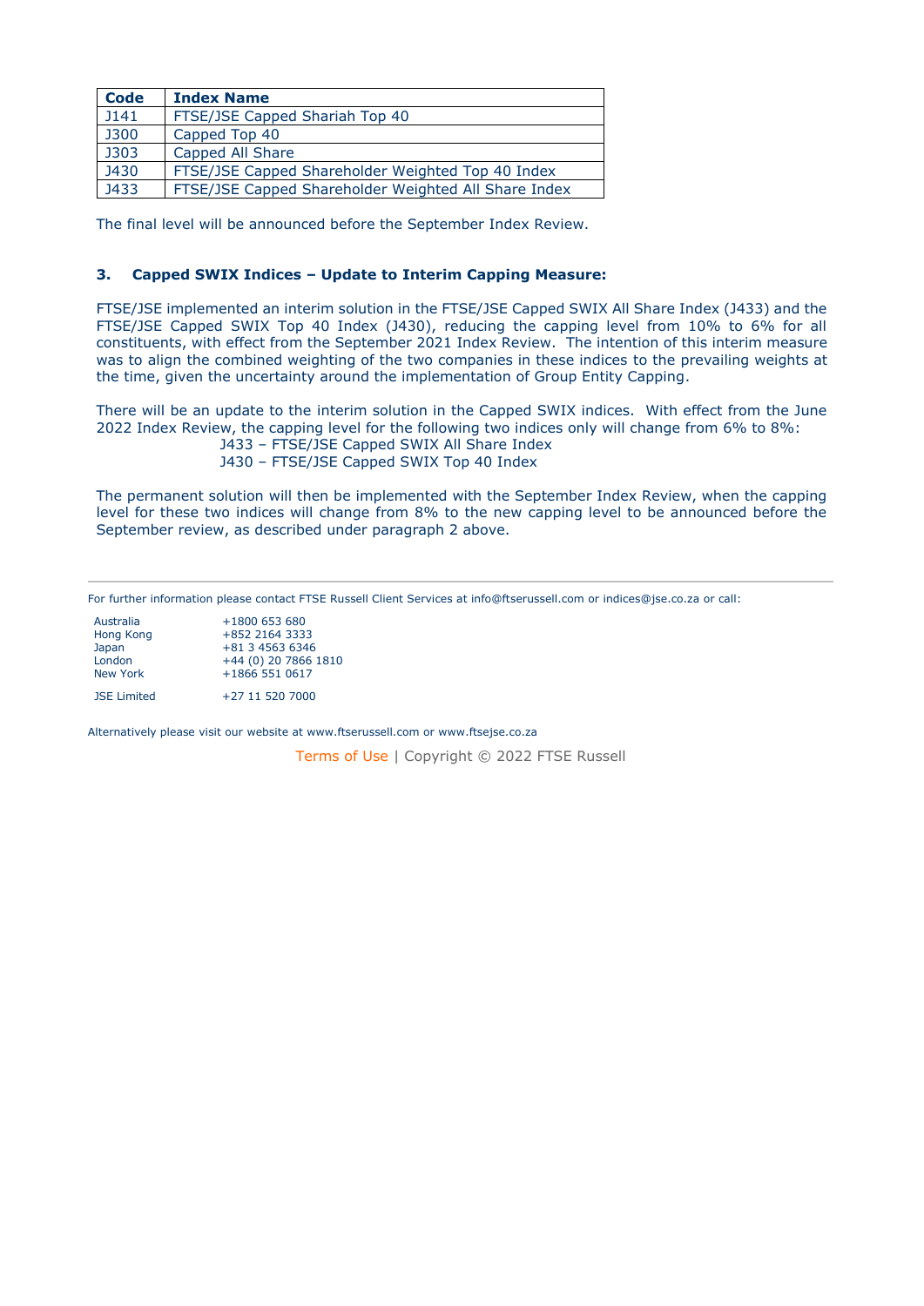| Code | Index Name |
|---|---|
| J141 | FTSE/JSE Capped Shariah Top 40 |
| J300 | Capped Top 40 |
| J303 | Capped All Share |
| J430 | FTSE/JSE Capped Shareholder Weighted Top 40 Index |
| J433 | FTSE/JSE Capped Shareholder Weighted All Share Index |

The final level will be announced before the September Index Review.

### 3. Capped SWIX Indices – Update to Interim Capping Measure:

FTSE/JSE implemented an interim solution in the FTSE/JSE Capped SWIX All Share Index (J433) and the FTSE/JSE Capped SWIX Top 40 Index (J430), reducing the capping level from 10% to 6% for all constituents, with effect from the September 2021 Index Review. The intention of this interim measure was to align the combined weighting of the two companies in these indices to the prevailing weights at the time, given the uncertainty around the implementation of Group Entity Capping.

There will be an update to the interim solution in the Capped SWIX indices. With effect from the June 2022 Index Review, the capping level for the following two indices only will change from 6% to 8%:

J433 – FTSE/JSE Capped SWIX All Share Index
J430 – FTSE/JSE Capped SWIX Top 40 Index

The permanent solution will then be implemented with the September Index Review, when the capping level for these two indices will change from 8% to the new capping level to be announced before the September review, as described under paragraph 2 above.

---

For further information please contact FTSE Russell Client Services at info@ftserussell.com or indices@jse.co.za or call:

| | |
|---|---|
| Australia | +1800 653 680 |
| Hong Kong | +852 2164 3333 |
| Japan | +81 3 4563 6346 |
| London | +44 (0) 20 7866 1810 |
| New York | +1866 551 0617 |
| JSE Limited | +27 11 520 7000 |

Alternatively please visit our website at www.ftserussell.com or www.ftsejse.co.za

Terms of Use | Copyright © 2022 FTSE Russell